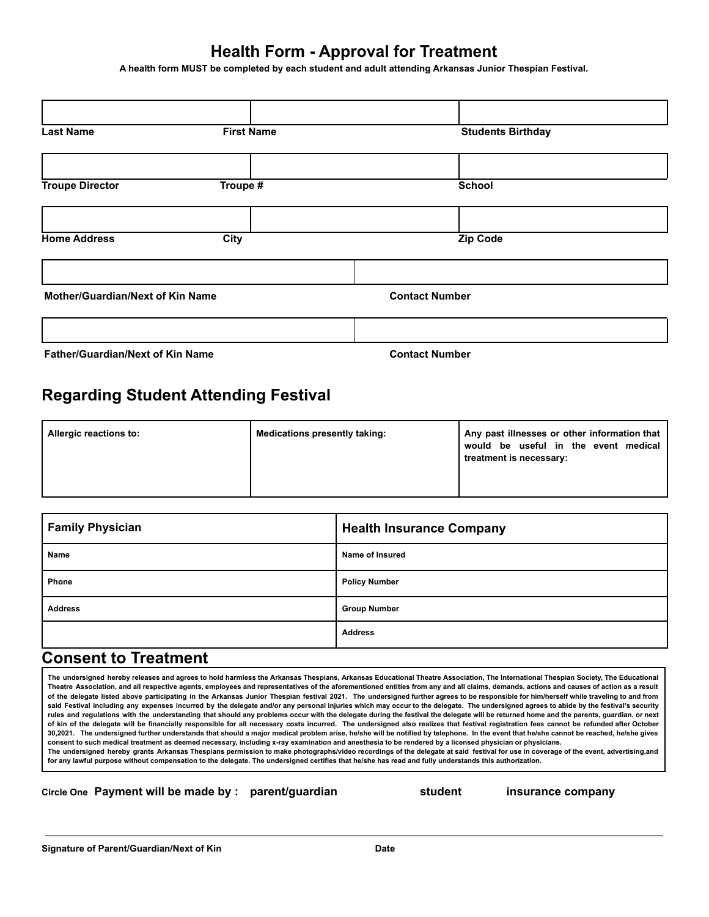# Health Form - Approval for Treatment

**A health form MUST be completed by each student and adult attending Arkansas Junior Thespian Festival.**

| | | |
|---|---|---|
| | | |
| **Last Name** | **First Name** | **Students Birthday** |
| | | |
| **Troupe Director** | **Troupe #** | **School** |
| | | |
| **Home Address** | **City** | **Zip Code** |

| | |
|---|---|
| | |
| **Mother/Guardian/Next of Kin Name** | **Contact Number** |
| | |
| **Father/Guardian/Next of Kin Name** | **Contact Number** |

## Regarding Student Attending Festival

| Allergic reactions to: | Medications presently taking: | Any past illnesses or other information that would be useful in the event medical treatment is necessary: |
|---|---|---|
| | | |

| Family Physician | Health Insurance Company |
|---|---|
| Name | Name of Insured |
| Phone | Policy Number |
| Address | Group Number |
| | Address |

## Consent to Treatment

**The undersigned hereby releases and agrees to hold harmless the Arkansas Thespians, Arkansas Educational Theatre Association, The International Thespian Society, The Educational Theatre Association, and all respective agents, employees and representatives of the aforementioned entities from any and all claims, demands, actions and causes of action as a result of the delegate listed above participating in the Arkansas Junior Thespian festival 2021. The undersigned further agrees to be responsible for him/herself while traveling to and from said Festival including any expenses incurred by the delegate and/or any personal injuries which may occur to the delegate. The undersigned agrees to abide by the festival's security rules and regulations with the understanding that should any problems occur with the delegate during the festival the delegate will be returned home and the parents, guardian, or next of kin of the delegate will be financially responsible for all necessary costs incurred. The undersigned also realizes that festival registration fees cannot be refunded after October 30,2021. The undersigned further understands that should a major medical problem arise, he/she will be notified by telephone. In the event that he/she cannot be reached, he/she gives consent to such medical treatment as deemed necessary, including x-ray examination and anesthesia to be rendered by a licensed physician or physicians.**

**The undersigned hereby grants Arkansas Thespians permission to make photographs/video recordings of the delegate at said festival for use in coverage of the event, advertising,and for any lawful purpose without compensation to the delegate. The undersigned certifies that he/she has read and fully understands this authorization.**

Circle One **Payment will be made by : parent/guardian student insurance company**

**Signature of Parent/Guardian/Next of Kin** **Date**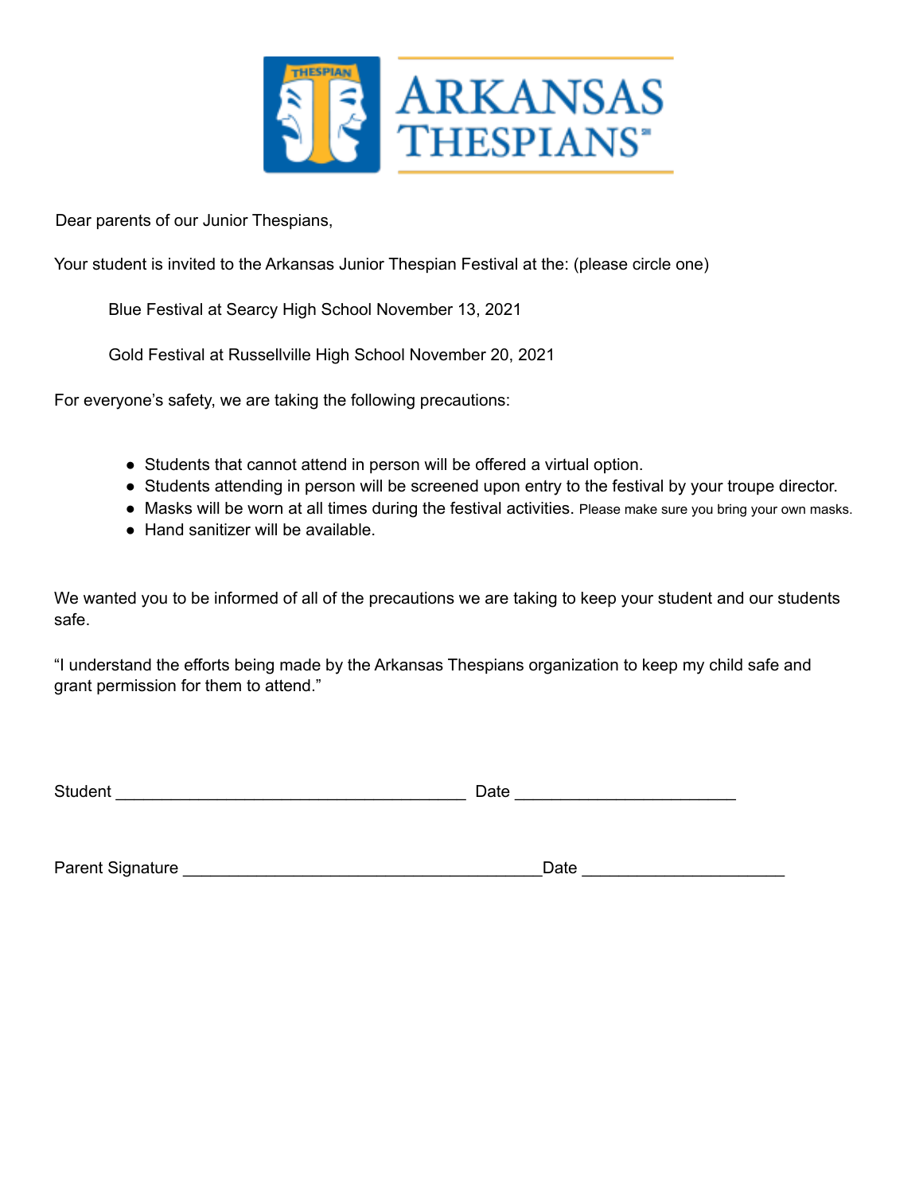Dear parents of our Junior Thespians,

Your student is invited to the Arkansas Junior Thespian Festival at the: (please circle one)

Blue Festival at Searcy High School November 13, 2021

Gold Festival at Russellville High School November 20, 2021

For everyone's safety, we are taking the following precautions:

- Students that cannot attend in person will be offered a virtual option.
- Students attending in person will be screened upon entry to the festival by your troupe director.
- Masks will be worn at all times during the festival activities. Please make sure you bring your own masks.
- Hand sanitizer will be available.

We wanted you to be informed of all of the precautions we are taking to keep your student and our students safe.

"I understand the efforts being made by the Arkansas Thespians organization to keep my child safe and grant permission for them to attend."

Student ______________________________________ Date ________________________

Parent Signature _______________________________________Date ______________________